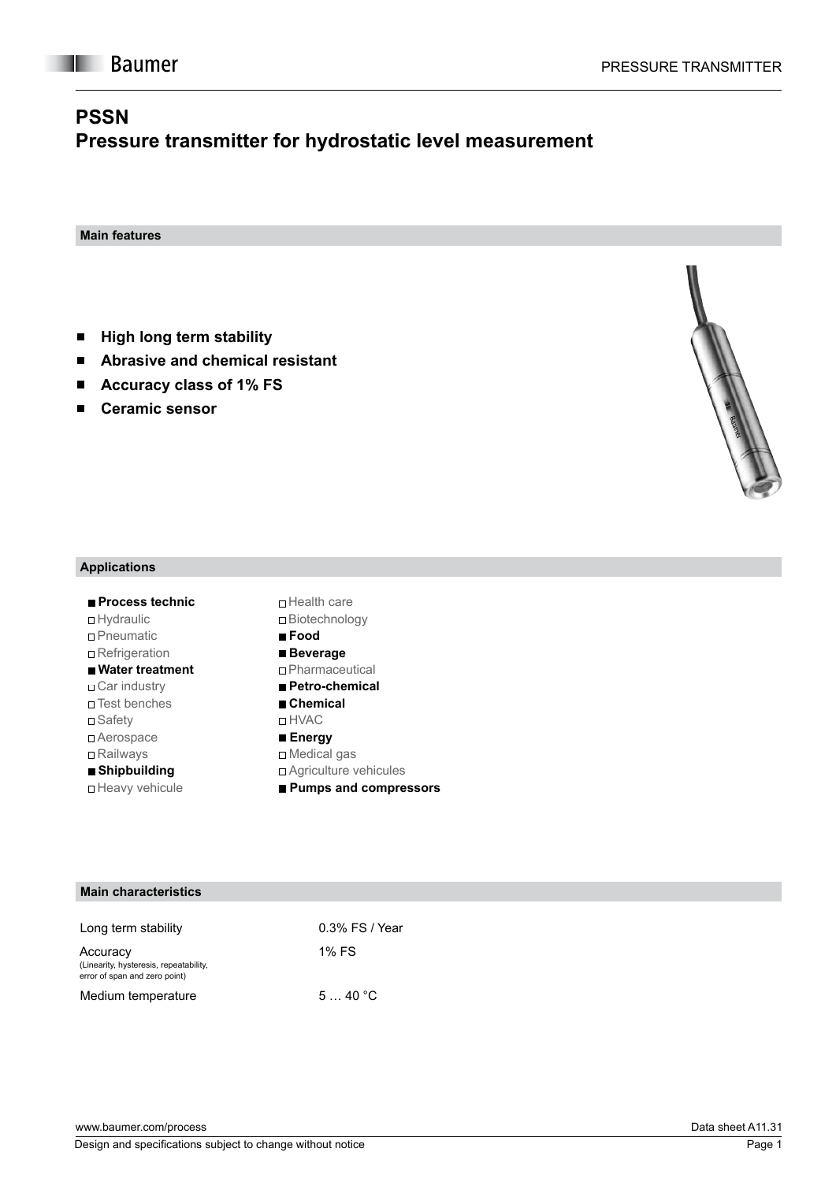# PSSN
## Pressure transmitter for hydrostatic level measurement

### Main features

- **High long term stability**
- **Abrasive and chemical resistant**
- **Accuracy class of 1% FS**
- **Ceramic sensor**

### Applications

- ■ **Process technic**
- □ Hydraulic
- □ Pneumatic
- □ Refrigeration
- ■ **Water treatment**
- □ Car industry
- □ Test benches
- □ Safety
- □ Aerospace
- □ Railways
- ■ **Shipbuilding**
- □ Heavy vehicule
- □ Health care
- □ Biotechnology
- ■ **Food**
- ■ **Beverage**
- □ Pharmaceutical
- ■ **Petro-chemical**
- ■ **Chemical**
- □ HVAC
- ■ **Energy**
- □ Medical gas
- □ Agriculture vehicules
- ■ **Pumps and compressors**

### Main characteristics

| | |
|---|---|
| Long term stability | 0.3% FS / Year |
| Accuracy (Linearity, hysteresis, repeatability, error of span and zero point) | 1% FS |
| Medium temperature | 5 … 40 °C |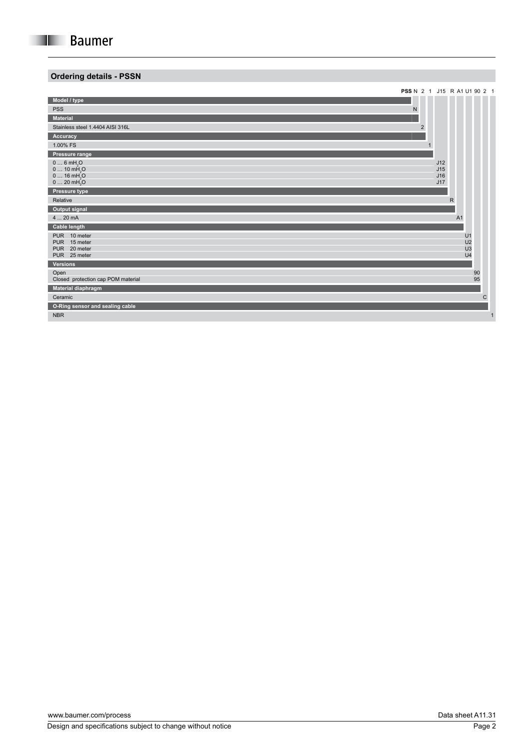## Ordering details - PSSN

**PSS** N 2 1 J15 R A1 U1 90 2 1

| Option | Code |
|---|---|
| **Model / type** | |
| PSS | N |
| **Material** | |
| Stainless steel 1.4404 AISI 316L | 2 |
| **Accuracy** | |
| 1.00% FS | 1 |
| **Pressure range** | |
| 0 … 6 $mH_2O$ | J12 |
| 0 … 10 $mH_2O$ | J15 |
| 0 … 16 $mH_2O$ | J16 |
| 0 … 20 $mH_2O$ | J17 |
| **Pressure type** | |
| Relative | R |
| **Output signal** | |
| 4 ... 20 mA | A1 |
| **Cable length** | |
| PUR 10 meter | U1 |
| PUR 15 meter | U2 |
| PUR 20 meter | U3 |
| PUR 25 meter | U4 |
| **Versions** | |
| Open | 90 |
| Closed protection cap POM material | 95 |
| **Material diaphragm** | |
| Ceramic | C |
| **O-Ring sensor and sealing cable** | |
| NBR | 1 |

www.baumer.com/process

Data sheet A11.31

Design and specifications subject to change without notice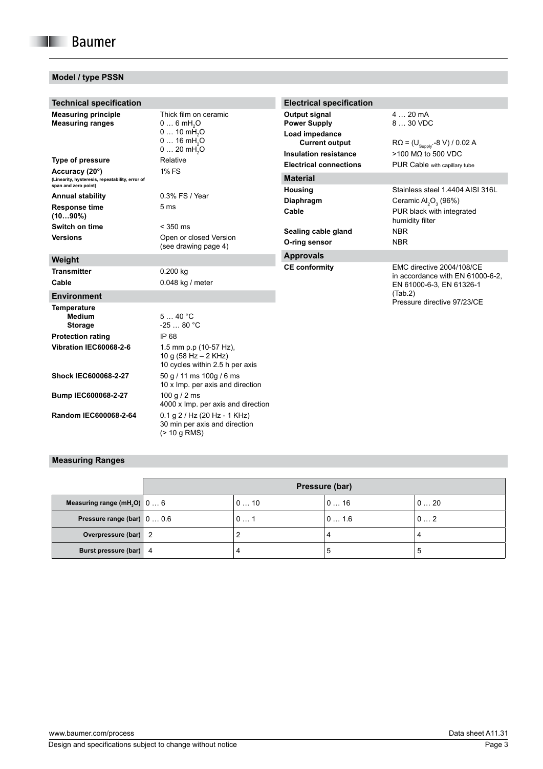## Model / type PSSN

### Technical specification

| | |
|---|---|
| **Measuring principle** | Thick film on ceramic |
| **Measuring ranges** | 0 … 6 $mH_2O$<br>0 … 10 $mH_2O$<br>0 … 16 $mH_2O$<br>0 … 20 $mH_2O$ |
| **Type of pressure** | Relative |
| **Accuracy (20°)** (Linearity, hysteresis, repeatability, error of span and zero point) | 1% FS |
| **Annual stability** | 0.3% FS / Year |
| **Response time (10…90%)** | 5 ms |
| **Switch on time** | < 350 ms |
| **Versions** | Open or closed Version (see drawing page 4) |

### Weight

| | |
|---|---|
| **Transmitter** | 0.200 kg |
| **Cable** | 0.048 kg / meter |

### Environment

| | |
|---|---|
| **Temperature** | |
| **Medium** | 5 … 40 °C |
| **Storage** | -25 … 80 °C |
| **Protection rating** | IP 68 |
| **Vibration IEC60068-2-6** | 1.5 mm p.p (10-57 Hz), 10 g (58 Hz – 2 KHz) 10 cycles within 2.5 h per axis |
| **Shock IEC600068-2-27** | 50 g / 11 ms 100g / 6 ms 10 x Imp. per axis and direction |
| **Bump IEC600068-2-27** | 100 g / 2 ms 4000 x Imp. per axis and direction |
| **Random IEC600068-2-64** | 0.1 g 2 / Hz (20 Hz - 1 KHz) 30 min per axis and direction (> 10 g RMS) |

### Electrical specification

| | |
|---|---|
| **Output signal** | 4 … 20 mA |
| **Power Supply** | 8 … 30 VDC |
| **Load impedance** | |
| **Current output** | $R\Omega = (U_{Supply}-8\text{ V}) / 0.02\text{ A}$ |
| **Insulation resistance** | >100 MΩ to 500 VDC |
| **Electrical connections** | PUR Cable with capillary tube |

### Material

| | |
|---|---|
| **Housing** | Stainless steel 1.4404 AISI 316L |
| **Diaphragm** | Ceramic $Al_2O_3$ (96%) |
| **Cable** | PUR black with integrated humidity filter |
| **Sealing cable gland** | NBR |
| **O-ring sensor** | NBR |

### Approvals

| | |
|---|---|
| **CE conformity** | EMC directive 2004/108/CE in accordance with EN 61000-6-2, EN 61000-6-3, EN 61326-1 (Tab.2)<br>Pressure directive 97/23/CE |

## Measuring Ranges

| | Pressure (bar) | | | |
|---|---|---|---|---|
| **Measuring range ($mH_2O$)** | 0 … 6 | 0 … 10 | 0 … 16 | 0 … 20 |
| **Pressure range (bar)** | 0 … 0.6 | 0 … 1 | 0 … 1.6 | 0 … 2 |
| **Overpressure (bar)** | 2 | 2 | 4 | 4 |
| **Burst pressure (bar)** | 4 | 4 | 5 | 5 |

www.baumer.com/process

Data sheet A11.31

Design and specifications subject to change without notice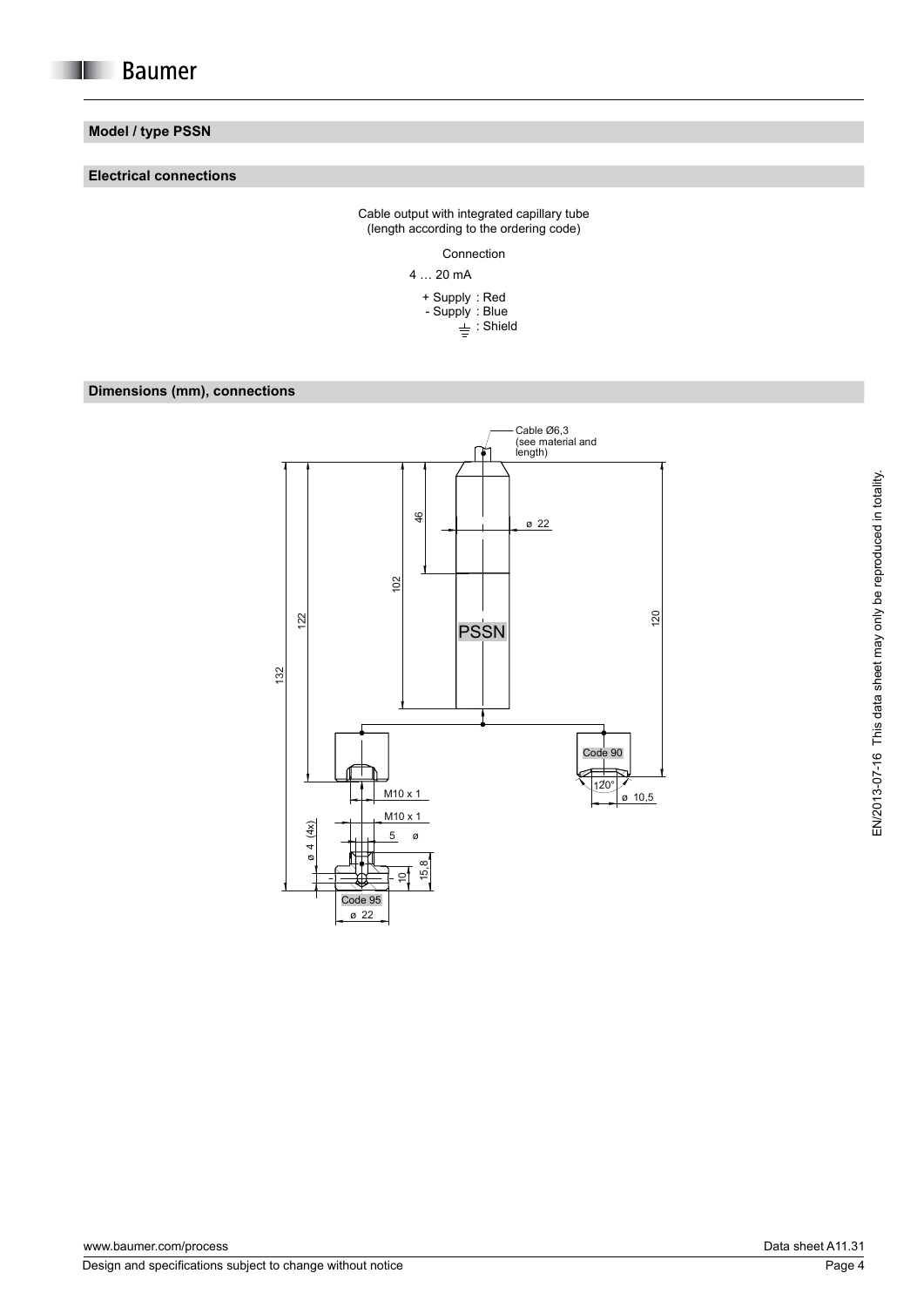## Model / type PSSN

### Electrical connections

Cable output with integrated capillary tube
(length according to the ordering code)

Connection

4 … 20 mA

+ Supply : Red
- Supply : Blue
⏚ : Shield

### Dimensions (mm), connections

Cable Ø6,3
(see material and length)

46

ø 22

102

122

132

120

PSSN

Code 90

120°

ø 10,5

M10 x 1

M10 x 1

5 ø

ø 4 (4x)

10

15,8

Code 95

ø 22

EN/2013-07-16 This data sheet may only be reproduced in totality.

www.baumer.com/process

Data sheet A11.31

Design and specifications subject to change without notice